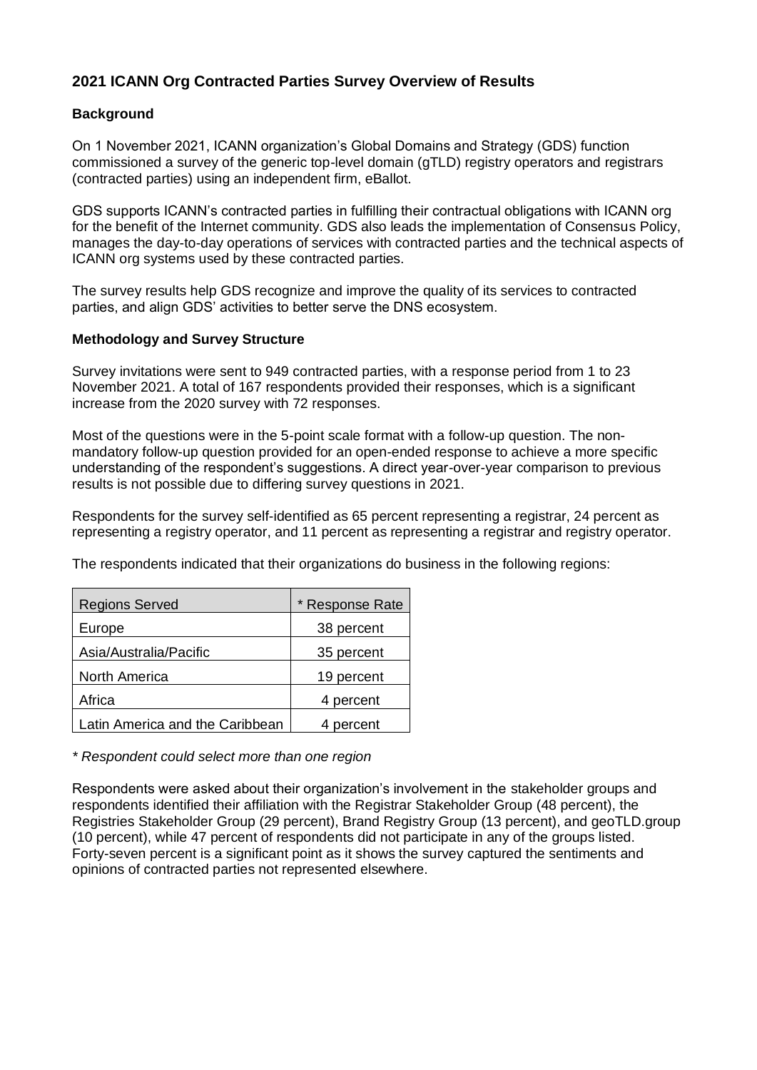# 2021 ICANN Org Contracted Parties Survey Overview of Results

## Background

On 1 November 2021, ICANN organization's Global Domains and Strategy (GDS) function commissioned a survey of the generic top-level domain (gTLD) registry operators and registrars (contracted parties) using an independent firm, eBallot.

GDS supports ICANN's contracted parties in fulfilling their contractual obligations with ICANN org for the benefit of the Internet community. GDS also leads the implementation of Consensus Policy, manages the day-to-day operations of services with contracted parties and the technical aspects of ICANN org systems used by these contracted parties.

The survey results help GDS recognize and improve the quality of its services to contracted parties, and align GDS' activities to better serve the DNS ecosystem.

## Methodology and Survey Structure

Survey invitations were sent to 949 contracted parties, with a response period from 1 to 23 November 2021. A total of 167 respondents provided their responses, which is a significant increase from the 2020 survey with 72 responses.

Most of the questions were in the 5-point scale format with a follow-up question. The non-mandatory follow-up question provided for an open-ended response to achieve a more specific understanding of the respondent's suggestions. A direct year-over-year comparison to previous results is not possible due to differing survey questions in 2021.

Respondents for the survey self-identified as 65 percent representing a registrar, 24 percent as representing a registry operator, and 11 percent as representing a registrar and registry operator.

The respondents indicated that their organizations do business in the following regions:

| Regions Served | * Response Rate |
|---|---|
| Europe | 38 percent |
| Asia/Australia/Pacific | 35 percent |
| North America | 19 percent |
| Africa | 4 percent |
| Latin America and the Caribbean | 4 percent |

*\* Respondent could select more than one region*

Respondents were asked about their organization's involvement in the stakeholder groups and respondents identified their affiliation with the Registrar Stakeholder Group (48 percent), the Registries Stakeholder Group (29 percent), Brand Registry Group (13 percent), and geoTLD.group (10 percent), while 47 percent of respondents did not participate in any of the groups listed. Forty-seven percent is a significant point as it shows the survey captured the sentiments and opinions of contracted parties not represented elsewhere.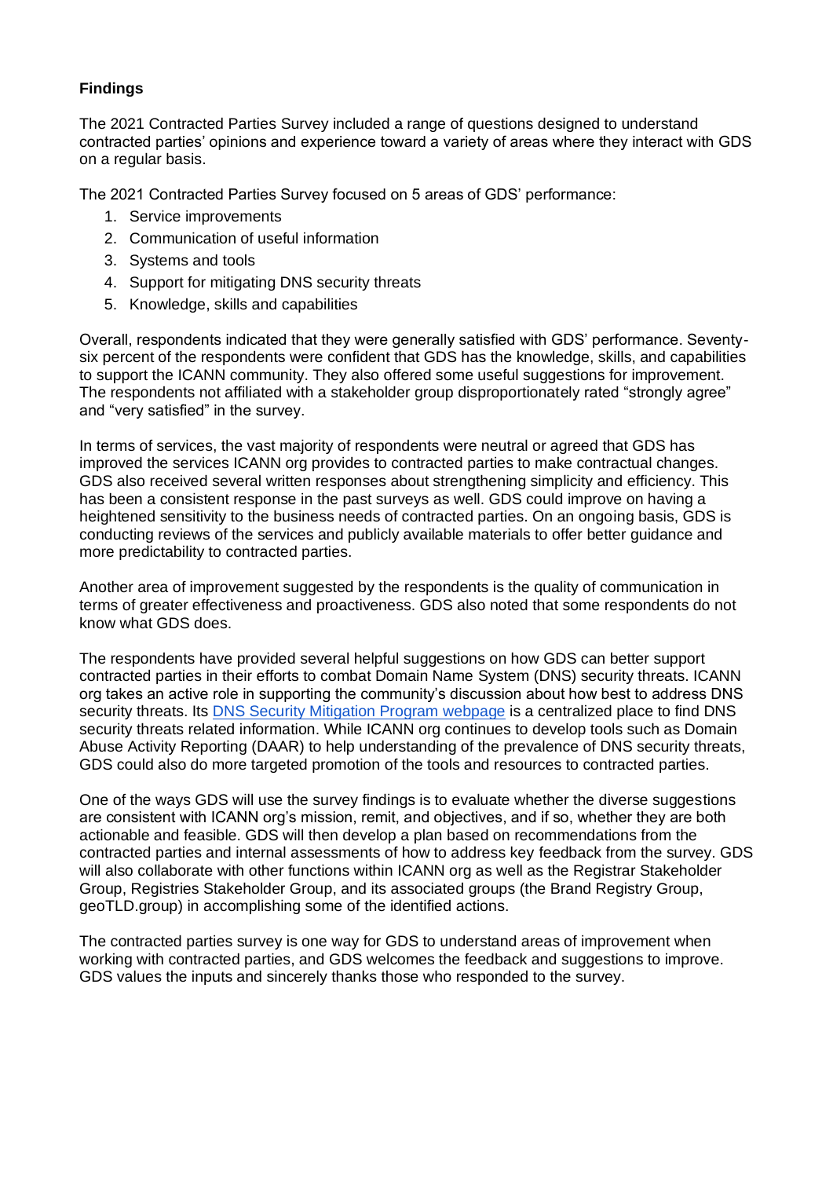**Findings**

The 2021 Contracted Parties Survey included a range of questions designed to understand contracted parties' opinions and experience toward a variety of areas where they interact with GDS on a regular basis.

The 2021 Contracted Parties Survey focused on 5 areas of GDS' performance:

1. Service improvements
2. Communication of useful information
3. Systems and tools
4. Support for mitigating DNS security threats
5. Knowledge, skills and capabilities

Overall, respondents indicated that they were generally satisfied with GDS' performance. Seventy-six percent of the respondents were confident that GDS has the knowledge, skills, and capabilities to support the ICANN community. They also offered some useful suggestions for improvement. The respondents not affiliated with a stakeholder group disproportionately rated "strongly agree" and "very satisfied" in the survey.

In terms of services, the vast majority of respondents were neutral or agreed that GDS has improved the services ICANN org provides to contracted parties to make contractual changes. GDS also received several written responses about strengthening simplicity and efficiency. This has been a consistent response in the past surveys as well. GDS could improve on having a heightened sensitivity to the business needs of contracted parties. On an ongoing basis, GDS is conducting reviews of the services and publicly available materials to offer better guidance and more predictability to contracted parties.

Another area of improvement suggested by the respondents is the quality of communication in terms of greater effectiveness and proactiveness. GDS also noted that some respondents do not know what GDS does.

The respondents have provided several helpful suggestions on how GDS can better support contracted parties in their efforts to combat Domain Name System (DNS) security threats. ICANN org takes an active role in supporting the community's discussion about how best to address DNS security threats. Its DNS Security Mitigation Program webpage is a centralized place to find DNS security threats related information. While ICANN org continues to develop tools such as Domain Abuse Activity Reporting (DAAR) to help understanding of the prevalence of DNS security threats, GDS could also do more targeted promotion of the tools and resources to contracted parties.

One of the ways GDS will use the survey findings is to evaluate whether the diverse suggestions are consistent with ICANN org's mission, remit, and objectives, and if so, whether they are both actionable and feasible. GDS will then develop a plan based on recommendations from the contracted parties and internal assessments of how to address key feedback from the survey. GDS will also collaborate with other functions within ICANN org as well as the Registrar Stakeholder Group, Registries Stakeholder Group, and its associated groups (the Brand Registry Group, geoTLD.group) in accomplishing some of the identified actions.

The contracted parties survey is one way for GDS to understand areas of improvement when working with contracted parties, and GDS welcomes the feedback and suggestions to improve. GDS values the inputs and sincerely thanks those who responded to the survey.